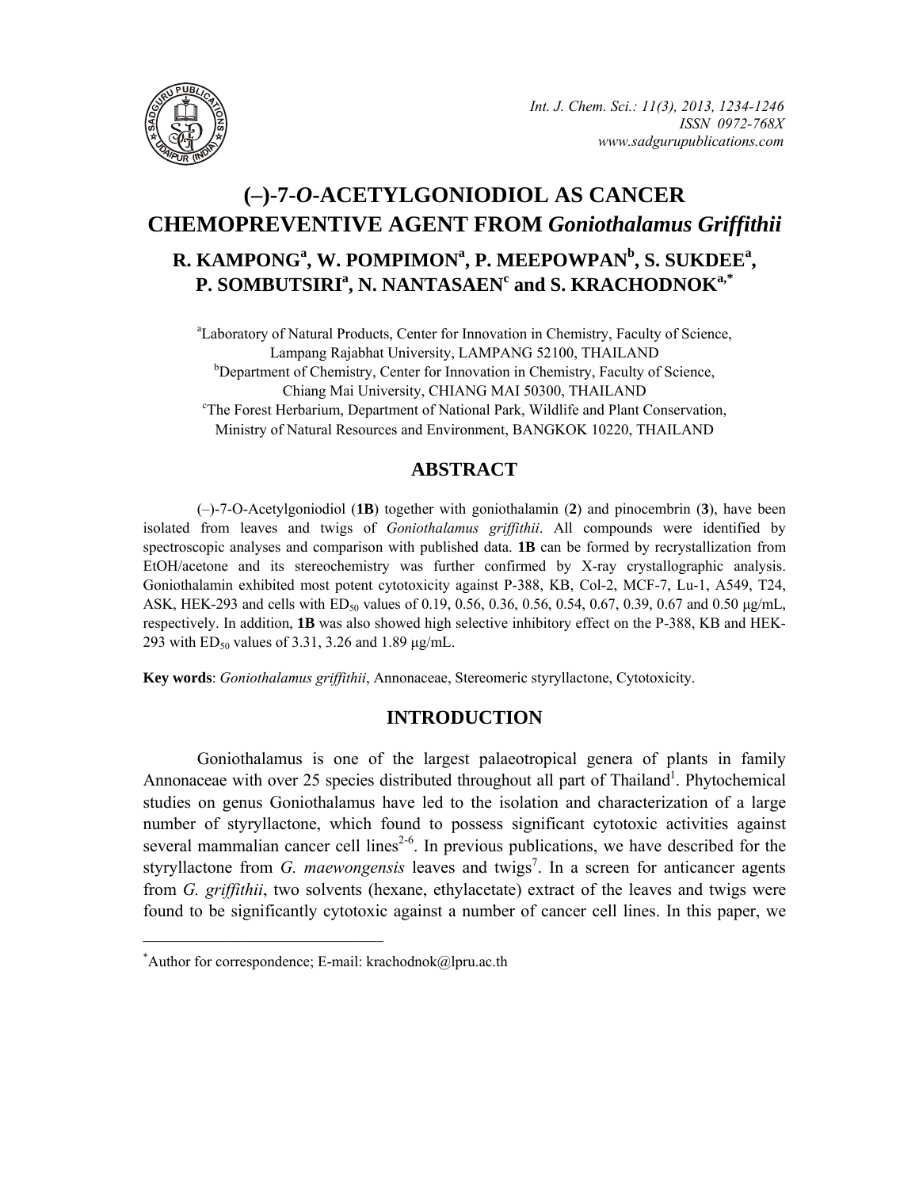# (–)-7-*O*-ACETYLGONIODIOL AS CANCER CHEMOPREVENTIVE AGENT FROM *Goniothalamus Griffithii*

**R. KAMPONG[a], W. POMPIMON[a], P. MEEPOWPAN[b], S. SUKDEE[a], P. SOMBUTSIRI[a], N. NANTASAEN[c] and S. KRACHODNOK[a,*]**

[a]Laboratory of Natural Products, Center for Innovation in Chemistry, Faculty of Science, Lampang Rajabhat University, LAMPANG 52100, THAILAND

[b]Department of Chemistry, Center for Innovation in Chemistry, Faculty of Science, Chiang Mai University, CHIANG MAI 50300, THAILAND

[c]The Forest Herbarium, Department of National Park, Wildlife and Plant Conservation, Ministry of Natural Resources and Environment, BANGKOK 10220, THAILAND

## ABSTRACT

(–)-7-O-Acetylgoniodiol (**1B**) together with goniothalamin (**2**) and pinocembrin (**3**), have been isolated from leaves and twigs of *Goniothalamus griffithii*. All compounds were identified by spectroscopic analyses and comparison with published data. **1B** can be formed by recrystallization from EtOH/acetone and its stereochemistry was further confirmed by X-ray crystallographic analysis. Goniothalamin exhibited most potent cytotoxicity against P-388, KB, Col-2, MCF-7, Lu-1, A549, T24, ASK, HEK-293 and cells with $ED_{50}$ values of 0.19, 0.56, 0.36, 0.56, 0.54, 0.67, 0.39, 0.67 and 0.50 μg/mL, respectively. In addition, **1B** was also showed high selective inhibitory effect on the P-388, KB and HEK-293 with $ED_{50}$ values of 3.31, 3.26 and 1.89 μg/mL.

**Key words**: *Goniothalamus griffithii*, Annonaceae, Stereomeric styryllactone, Cytotoxicity.

## INTRODUCTION

Goniothalamus is one of the largest palaeotropical genera of plants in family Annonaceae with over 25 species distributed throughout all part of Thailand[1]. Phytochemical studies on genus Goniothalamus have led to the isolation and characterization of a large number of styryllactone, which found to possess significant cytotoxic activities against several mammalian cancer cell lines[2-6]. In previous publications, we have described for the styryllactone from *G. maewongensis* leaves and twigs[7]. In a screen for anticancer agents from *G. griffithii*, two solvents (hexane, ethylacetate) extract of the leaves and twigs were found to be significantly cytotoxic against a number of cancer cell lines. In this paper, we

---

*Author for correspondence; E-mail: krachodnok@lpru.ac.th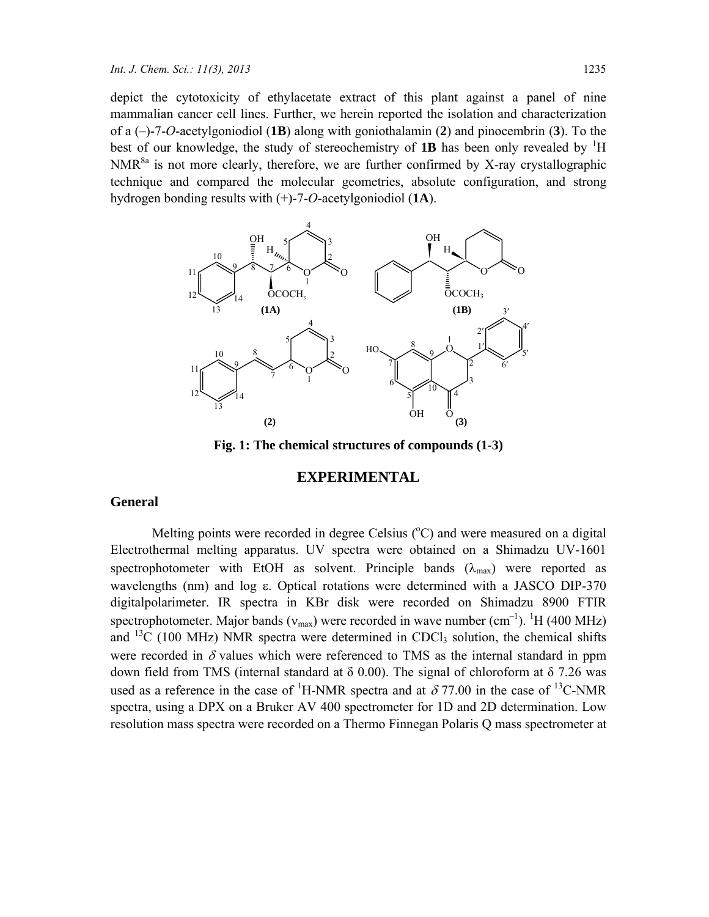depict the cytotoxicity of ethylacetate extract of this plant against a panel of nine mammalian cancer cell lines. Further, we herein reported the isolation and characterization of a (–)-7-*O*-acetylgoniodiol (**1B**) along with goniothalamin (**2**) and pinocembrin (**3**). To the best of our knowledge, the study of stereochemistry of **1B** has been only revealed by $^{1}$H NMR[8a] is not more clearly, therefore, we are further confirmed by X-ray crystallographic technique and compared the molecular geometries, absolute configuration, and strong hydrogen bonding results with (+)-7-*O*-acetylgoniodiol (**1A**).

**Fig. 1: The chemical structures of compounds (1-3)**

## EXPERIMENTAL

### General

Melting points were recorded in degree Celsius ($^{o}$C) and were measured on a digital Electrothermal melting apparatus. UV spectra were obtained on a Shimadzu UV-1601 spectrophotometer with EtOH as solvent. Principle bands ($\lambda_{max}$) were reported as wavelengths (nm) and log ε. Optical rotations were determined with a JASCO DIP-370 digitalpolarimeter. IR spectra in KBr disk were recorded on Shimadzu 8900 FTIR spectrophotometer. Major bands ($\nu_{max}$) were recorded in wave number (cm$^{-1}$). $^{1}$H (400 MHz) and $^{13}$C (100 MHz) NMR spectra were determined in $CDCl_3$ solution, the chemical shifts were recorded in $\delta$ values which were referenced to TMS as the internal standard in ppm down field from TMS (internal standard at δ 0.00). The signal of chloroform at δ 7.26 was used as a reference in the case of $^{1}$H-NMR spectra and at $\delta$ 77.00 in the case of $^{13}$C-NMR spectra, using a DPX on a Bruker AV 400 spectrometer for 1D and 2D determination. Low resolution mass spectra were recorded on a Thermo Finnegan Polaris Q mass spectrometer at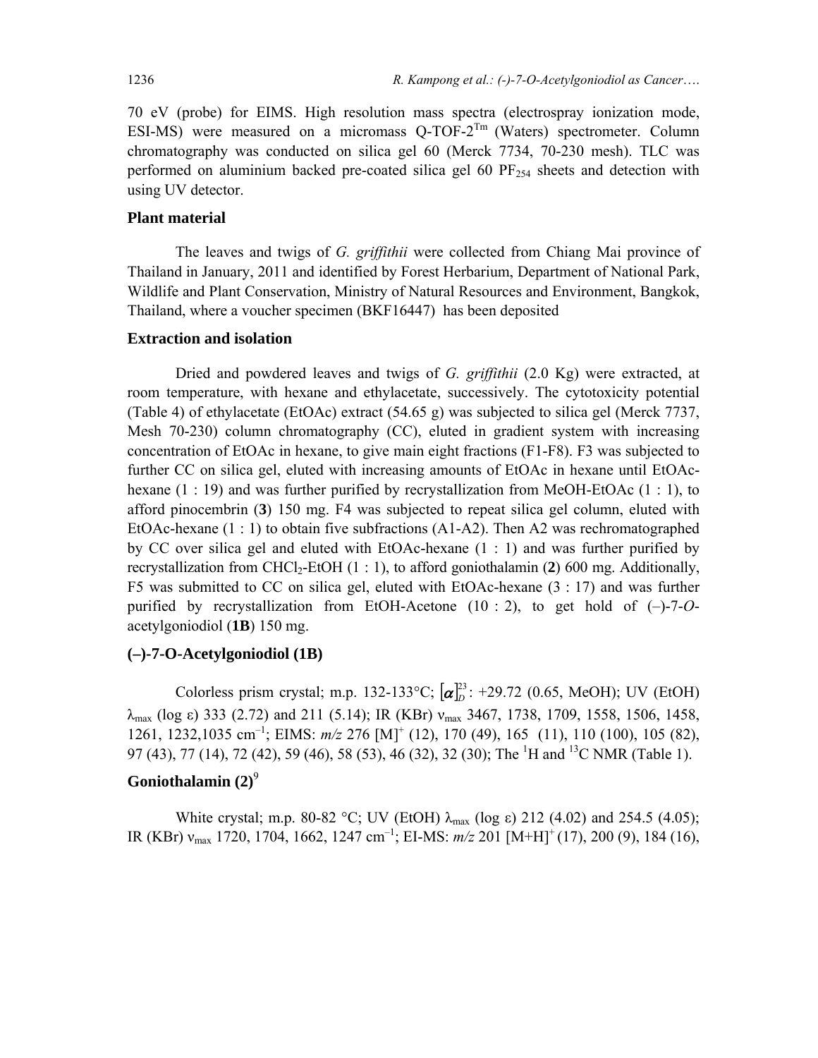70 eV (probe) for EIMS. High resolution mass spectra (electrospray ionization mode, ESI-MS) were measured on a micromass Q-TOF-2$^{Tm}$ (Waters) spectrometer. Column chromatography was conducted on silica gel 60 (Merck 7734, 70-230 mesh). TLC was performed on aluminium backed pre-coated silica gel 60 $PF_{254}$ sheets and detection with using UV detector.

## Plant material

The leaves and twigs of *G. griffithii* were collected from Chiang Mai province of Thailand in January, 2011 and identified by Forest Herbarium, Department of National Park, Wildlife and Plant Conservation, Ministry of Natural Resources and Environment, Bangkok, Thailand, where a voucher specimen (BKF16447) has been deposited

## Extraction and isolation

Dried and powdered leaves and twigs of *G. griffithii* (2.0 Kg) were extracted, at room temperature, with hexane and ethylacetate, successively. The cytotoxicity potential (Table 4) of ethylacetate (EtOAc) extract (54.65 g) was subjected to silica gel (Merck 7737, Mesh 70-230) column chromatography (CC), eluted in gradient system with increasing concentration of EtOAc in hexane, to give main eight fractions (F1-F8). F3 was subjected to further CC on silica gel, eluted with increasing amounts of EtOAc in hexane until EtOAc-hexane (1 : 19) and was further purified by recrystallization from MeOH-EtOAc (1 : 1), to afford pinocembrin (**3**) 150 mg. F4 was subjected to repeat silica gel column, eluted with EtOAc-hexane (1 : 1) to obtain five subfractions (A1-A2). Then A2 was rechromatographed by CC over silica gel and eluted with EtOAc-hexane (1 : 1) and was further purified by recrystallization from $CHCl_2$-EtOH (1 : 1), to afford goniothalamin (**2**) 600 mg. Additionally, F5 was submitted to CC on silica gel, eluted with EtOAc-hexane (3 : 17) and was further purified by recrystallization from EtOH-Acetone (10 : 2), to get hold of (–)-7-*O*-acetylgoniodiol (**1B**) 150 mg.

## (–)-7-O-Acetylgoniodiol (1B)

Colorless prism crystal; m.p. 132-133°C; $[\alpha]_D^{23}$: +29.72 (0.65, MeOH); UV (EtOH) $\lambda_{max}$ (log ε) 333 (2.72) and 211 (5.14); IR (KBr) $\nu_{max}$ 3467, 1738, 1709, 1558, 1506, 1458, 1261, 1232,1035 cm$^{-1}$; EIMS: *m/z* 276 [M]$^+$ (12), 170 (49), 165 (11), 110 (100), 105 (82), 97 (43), 77 (14), 72 (42), 59 (46), 58 (53), 46 (32), 32 (30); The $^1$H and $^{13}$C NMR (Table 1).

## Goniothalamin (2)[9]

White crystal; m.p. 80-82 °C; UV (EtOH) $\lambda_{max}$ (log ε) 212 (4.02) and 254.5 (4.05); IR (KBr) $\nu_{max}$ 1720, 1704, 1662, 1247 cm$^{-1}$; EI-MS: *m/z* 201 [M+H]$^+$ (17), 200 (9), 184 (16),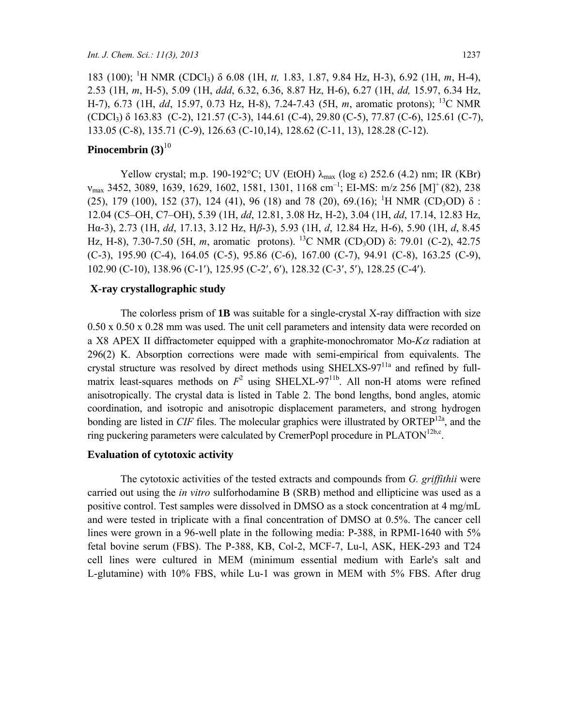183 (100); $^1$H NMR ($CDCl_3$) δ 6.08 (1H, *tt,* 1.83, 1.87, 9.84 Hz, H-3), 6.92 (1H, *m*, H-4), 2.53 (1H, *m*, H-5), 5.09 (1H, *ddd*, 6.32, 6.36, 8.87 Hz, H-6), 6.27 (1H, *dd,* 15.97, 6.34 Hz, H-7), 6.73 (1H, *dd*, 15.97, 0.73 Hz, H-8), 7.24-7.43 (5H, *m*, aromatic protons); $^{13}$C NMR ($CDCl_3$) δ 163.83 (C-2), 121.57 (C-3), 144.61 (C-4), 29.80 (C-5), 77.87 (C-6), 125.61 (C-7), 133.05 (C-8), 135.71 (C-9), 126.63 (C-10,14), 128.62 (C-11, 13), 128.28 (C-12).

## Pinocembrin (3)[10]

Yellow crystal; m.p. 190-192°C; UV (EtOH) $\lambda_{max}$ (log ε) 252.6 (4.2) nm; IR (KBr) $\nu_{max}$ 3452, 3089, 1639, 1629, 1602, 1581, 1301, 1168 cm$^{-1}$; EI-MS: m/z 256 [M]$^+$ (82), 238 (25), 179 (100), 152 (37), 124 (41), 96 (18) and 78 (20), 69.(16); $^1$H NMR ($CD_3OD$) δ : 12.04 (C5–OH, C7–OH), 5.39 (1H, *dd*, 12.81, 3.08 Hz, H-2), 3.04 (1H, *dd*, 17.14, 12.83 Hz, Hα-3), 2.73 (1H, *dd*, 17.13, 3.12 Hz, H*β*-3), 5.93 (1H, *d*, 12.84 Hz, H-6), 5.90 (1H, *d*, 8.45 Hz, H-8), 7.30-7.50 (5H, *m*, aromatic protons). $^{13}$C NMR ($CD_3OD$) δ: 79.01 (C-2), 42.75 (C-3), 195.90 (C-4), 164.05 (C-5), 95.86 (C-6), 167.00 (C-7), 94.91 (C-8), 163.25 (C-9), 102.90 (C-10), 138.96 (C-1′), 125.95 (C-2′, 6′), 128.32 (C-3′, 5′), 128.25 (C-4′).

## X-ray crystallographic study

The colorless prism of **1B** was suitable for a single-crystal X-ray diffraction with size 0.50 x 0.50 x 0.28 mm was used. The unit cell parameters and intensity data were recorded on a X8 APEX II diffractometer equipped with a graphite-monochromator Mo-$K\alpha$ radiation at 296(2) K. Absorption corrections were made with semi-empirical from equivalents. The crystal structure was resolved by direct methods using SHELXS-97[11a] and refined by full-matrix least-squares methods on $F^2$ using SHELXL-97[11b]. All non-H atoms were refined anisotropically. The crystal data is listed in Table 2. The bond lengths, bond angles, atomic coordination, and isotropic and anisotropic displacement parameters, and strong hydrogen bonding are listed in *CIF* files. The molecular graphics were illustrated by ORTEP[12a], and the ring puckering parameters were calculated by CremerPopl procedure in PLATON[12b,c].

## Evaluation of cytotoxic activity

The cytotoxic activities of the tested extracts and compounds from *G. griffithii* were carried out using the *in vitro* sulforhodamine B (SRB) method and ellipticine was used as a positive control. Test samples were dissolved in DMSO as a stock concentration at 4 mg/mL and were tested in triplicate with a final concentration of DMSO at 0.5%. The cancer cell lines were grown in a 96-well plate in the following media: P-388, in RPMI-1640 with 5% fetal bovine serum (FBS). The P-388, KB, Col-2, MCF-7, Lu-l, ASK, HEK-293 and T24 cell lines were cultured in MEM (minimum essential medium with Earle's salt and L-glutamine) with 10% FBS, while Lu-1 was grown in MEM with 5% FBS. After drug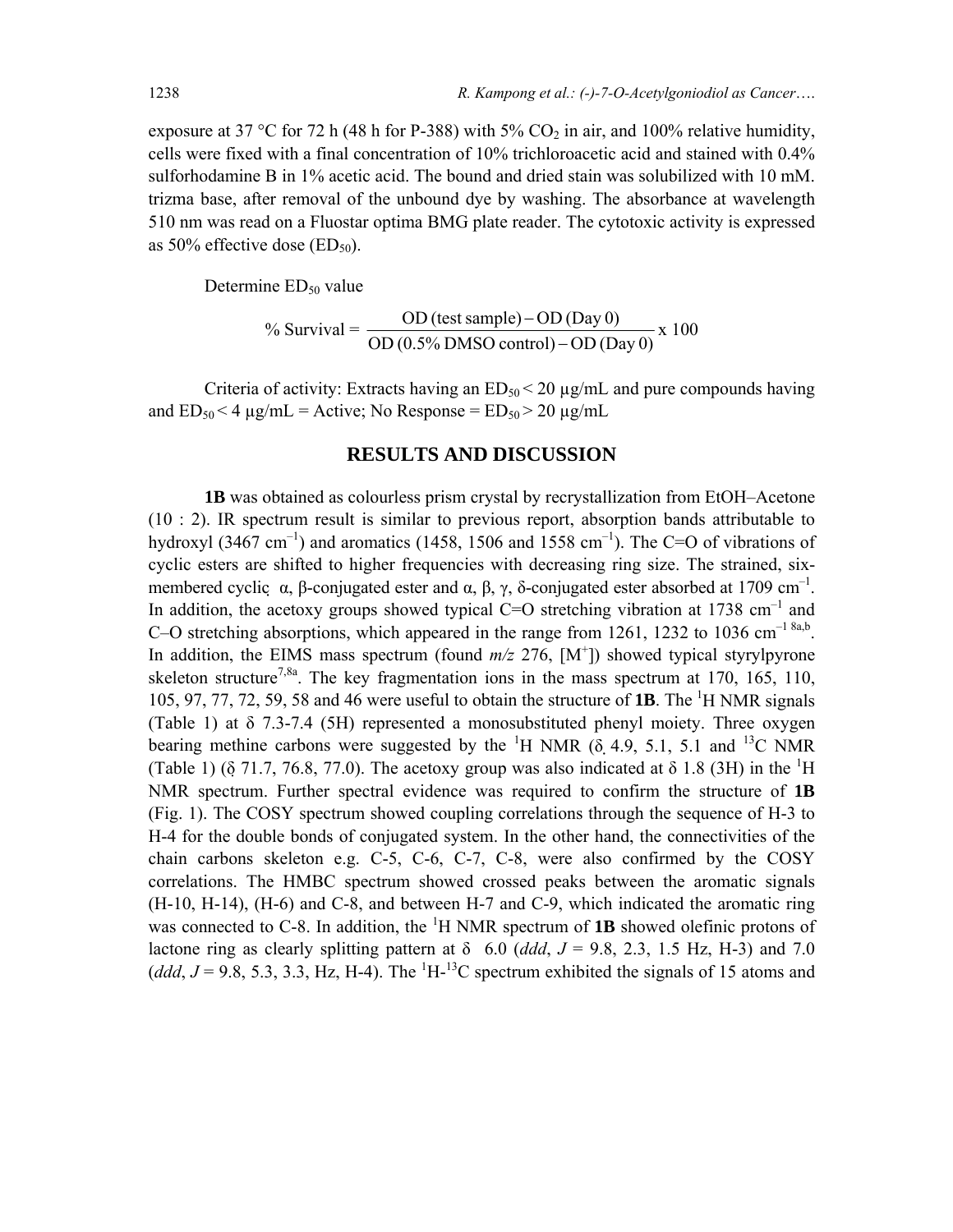exposure at 37 °C for 72 h (48 h for P-388) with 5% $CO_2$ in air, and 100% relative humidity, cells were fixed with a final concentration of 10% trichloroacetic acid and stained with 0.4% sulforhodamine B in 1% acetic acid. The bound and dried stain was solubilized with 10 mM. trizma base, after removal of the unbound dye by washing. The absorbance at wavelength 510 nm was read on a Fluostar optima BMG plate reader. The cytotoxic activity is expressed as 50% effective dose ($ED_{50}$).

Determine $ED_{50}$ value

$$\% \text{ Survival} = \frac{\text{OD (test sample)} - \text{OD (Day 0)}}{\text{OD (0.5\% DMSO control)} - \text{OD (Day 0)}} \times 100$$

Criteria of activity: Extracts having an $ED_{50}$ < 20 µg/mL and pure compounds having and $ED_{50}$ < 4 µg/mL = Active; No Response = $ED_{50}$ > 20 µg/mL

## RESULTS AND DISCUSSION

**1B** was obtained as colourless prism crystal by recrystallization from EtOH–Acetone (10 : 2). IR spectrum result is similar to previous report, absorption bands attributable to hydroxyl (3467 $cm^{-1}$) and aromatics (1458, 1506 and 1558 $cm^{-1}$). The C=O of vibrations of cyclic esters are shifted to higher frequencies with decreasing ring size. The strained, six-membered cyclic α, β-conjugated ester and α, β, γ, δ-conjugated ester absorbed at 1709 $cm^{-1}$. In addition, the acetoxy groups showed typical C=O stretching vibration at 1738 $cm^{-1}$ and C–O stretching absorptions, which appeared in the range from 1261, 1232 to 1036 $cm^{-1}$ [8a,b]. In addition, the EIMS mass spectrum (found *m/z* 276, [$M^+$]) showed typical styrylpyrone skeleton structure[7,8a]. The key fragmentation ions in the mass spectrum at 170, 165, 110, 105, 97, 77, 72, 59, 58 and 46 were useful to obtain the structure of **1B**. The $^1$H NMR signals (Table 1) at δ 7.3-7.4 (5H) represented a monosubstituted phenyl moiety. Three oxygen bearing methine carbons were suggested by the $^1$H NMR (δ 4.9, 5.1, 5.1 and $^{13}$C NMR (Table 1) (δ 71.7, 76.8, 77.0). The acetoxy group was also indicated at δ 1.8 (3H) in the $^1$H NMR spectrum. Further spectral evidence was required to confirm the structure of **1B** (Fig. 1). The COSY spectrum showed coupling correlations through the sequence of H-3 to H-4 for the double bonds of conjugated system. In the other hand, the connectivities of the chain carbons skeleton e.g. C-5, C-6, C-7, C-8, were also confirmed by the COSY correlations. The HMBC spectrum showed crossed peaks between the aromatic signals (H-10, H-14), (H-6) and C-8, and between H-7 and C-9, which indicated the aromatic ring was connected to C-8. In addition, the $^1$H NMR spectrum of **1B** showed olefinic protons of lactone ring as clearly splitting pattern at δ 6.0 (*ddd*, *J* = 9.8, 2.3, 1.5 Hz, H-3) and 7.0 (*ddd*, *J* = 9.8, 5.3, 3.3, Hz, H-4). The $^1$H-$^{13}$C spectrum exhibited the signals of 15 atoms and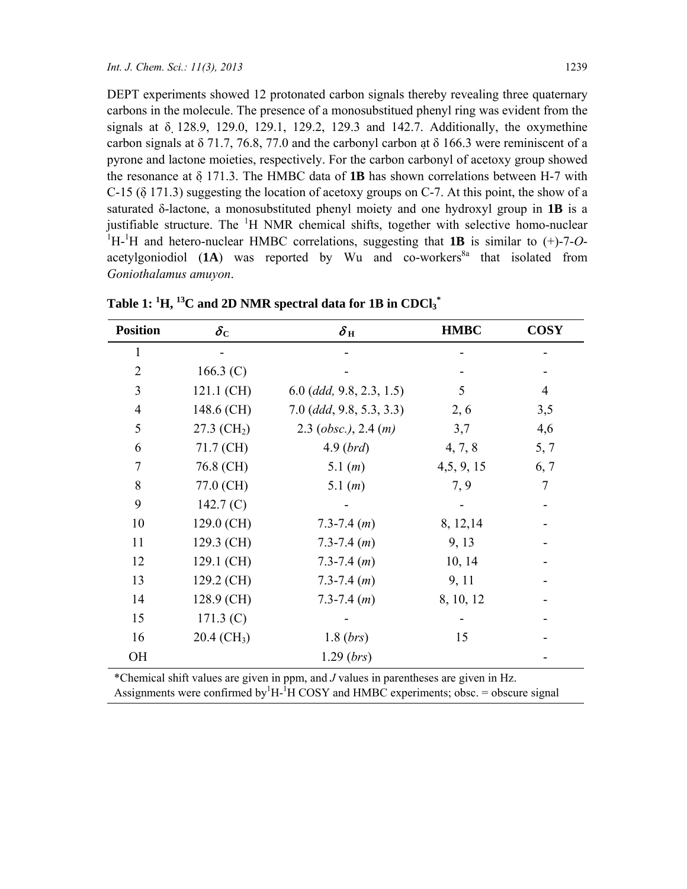DEPT experiments showed 12 protonated carbon signals thereby revealing three quaternary carbons in the molecule. The presence of a monosubstitued phenyl ring was evident from the signals at δ 128.9, 129.0, 129.1, 129.2, 129.3 and 142.7. Additionally, the oxymethine carbon signals at δ 71.7, 76.8, 77.0 and the carbonyl carbon at δ 166.3 were reminiscent of a pyrone and lactone moieties, respectively. For the carbon carbonyl of acetoxy group showed the resonance at δ 171.3. The HMBC data of **1B** has shown correlations between H-7 with C-15 (δ 171.3) suggesting the location of acetoxy groups on C-7. At this point, the show of a saturated δ-lactone, a monosubstituted phenyl moiety and one hydroxyl group in **1B** is a justifiable structure. The $^1$H NMR chemical shifts, together with selective homo-nuclear $^1$H-$^1$H and hetero-nuclear HMBC correlations, suggesting that **1B** is similar to (+)-7-*O*-acetylgoniodiol (**1A**) was reported by Wu and co-workers[8a] that isolated from *Goniothalamus amuyon*.

**Table 1: $^1$H, $^{13}$C and 2D NMR spectral data for 1B in $CDCl_3$***

| Position | $\delta_C$ | $\delta_H$ | HMBC | COSY |
|---|---|---|---|---|
| 1 | - | - | - | - |
| 2 | 166.3 (C) | - | - | - |
| 3 | 121.1 (CH) | 6.0 (*ddd,* 9.8, 2.3, 1.5) | 5 | 4 |
| 4 | 148.6 (CH) | 7.0 (*ddd*, 9.8, 5.3, 3.3) | 2, 6 | 3,5 |
| 5 | 27.3 ($CH_2$) | 2.3 (*obsc.)*, 2.4 (*m*) | 3,7 | 4,6 |
| 6 | 71.7 (CH) | 4.9 (*brd*) | 4, 7, 8 | 5, 7 |
| 7 | 76.8 (CH) | 5.1 (*m*) | 4,5, 9, 15 | 6, 7 |
| 8 | 77.0 (CH) | 5.1 (*m*) | 7, 9 | 7 |
| 9 | 142.7 (C) | - | - | - |
| 10 | 129.0 (CH) | 7.3-7.4 (*m*) | 8, 12,14 | - |
| 11 | 129.3 (CH) | 7.3-7.4 (*m*) | 9, 13 | - |
| 12 | 129.1 (CH) | 7.3-7.4 (*m*) | 10, 14 | - |
| 13 | 129.2 (CH) | 7.3-7.4 (*m*) | 9, 11 | - |
| 14 | 128.9 (CH) | 7.3-7.4 (*m*) | 8, 10, 12 | - |
| 15 | 171.3 (C) | - | - | - |
| 16 | 20.4 ($CH_3$) | 1.8 (*brs*) | 15 | - |
| OH | | 1.29 (*brs*) | | - |

*Chemical shift values are given in ppm, and *J* values in parentheses are given in Hz. Assignments were confirmed by $^1$H-$^1$H COSY and HMBC experiments; obsc. = obscure signal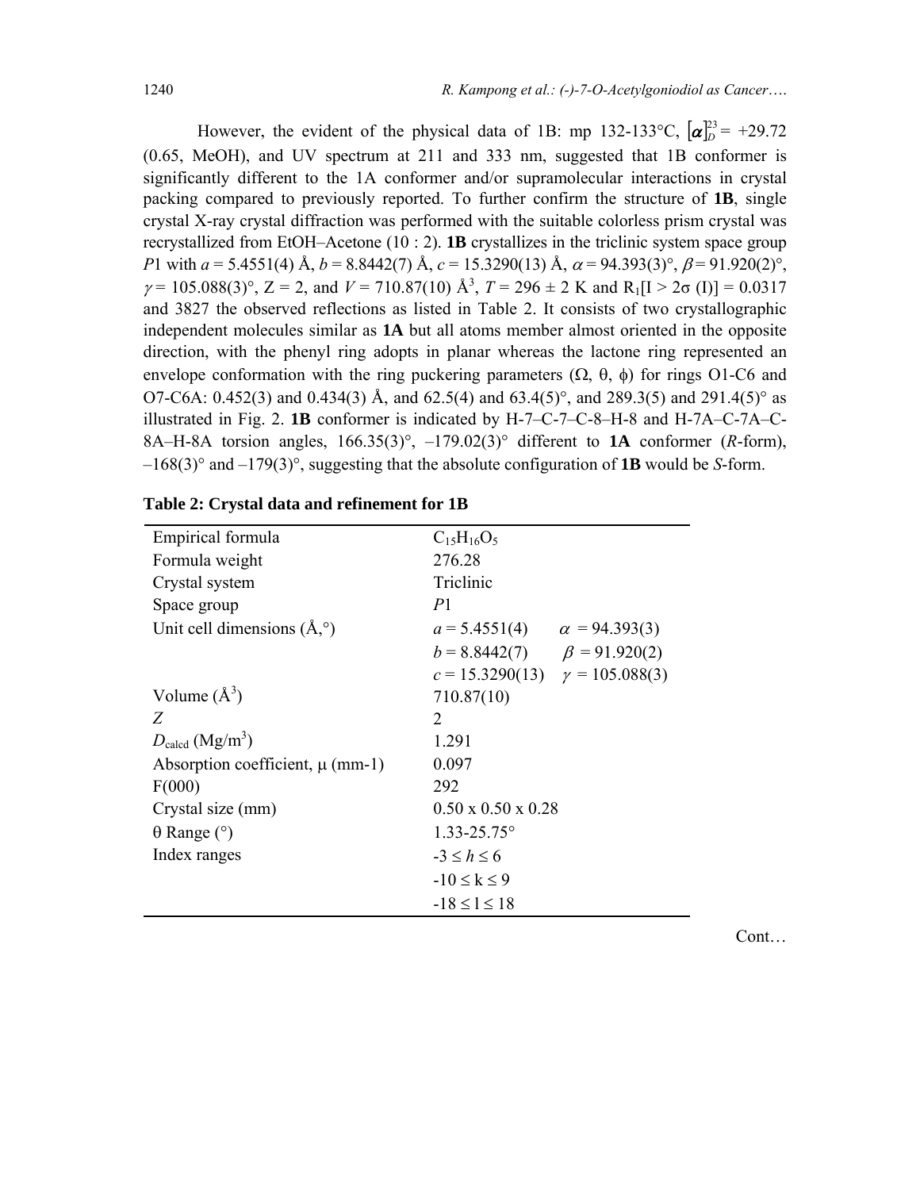However, the evident of the physical data of 1B: mp 132-133°C, $[\alpha]_D^{23}$ = +29.72 (0.65, MeOH), and UV spectrum at 211 and 333 nm, suggested that 1B conformer is significantly different to the 1A conformer and/or supramolecular interactions in crystal packing compared to previously reported. To further confirm the structure of **1B**, single crystal X-ray crystal diffraction was performed with the suitable colorless prism crystal was recrystallized from EtOH–Acetone (10 : 2). **1B** crystallizes in the triclinic system space group *P*1 with *a* = 5.4551(4) Å, *b* = 8.8442(7) Å, *c* = 15.3290(13) Å, $\alpha$ = 94.393(3)°, $\beta$ = 91.920(2)°, $\gamma$ = 105.088(3)°, Z = 2, and *V* = 710.87(10) Å$^3$, *T* = 296 ± 2 K and $R_1[I > 2\sigma(I)]$ = 0.0317 and 3827 the observed reflections as listed in Table 2. It consists of two crystallographic independent molecules similar as **1A** but all atoms member almost oriented in the opposite direction, with the phenyl ring adopts in planar whereas the lactone ring represented an envelope conformation with the ring puckering parameters (Ω, θ, ϕ) for rings O1-C6 and O7-C6A: 0.452(3) and 0.434(3) Å, and 62.5(4) and 63.4(5)°, and 289.3(5) and 291.4(5)° as illustrated in Fig. 2. **1B** conformer is indicated by H-7–C-7–C-8–H-8 and H-7A–C-7A–C-8A–H-8A torsion angles, 166.35(3)°, –179.02(3)° different to **1A** conformer (*R*-form), –168(3)° and –179(3)°, suggesting that the absolute configuration of **1B** would be *S*-form.

**Table 2: Crystal data and refinement for 1B**

| | |
|---|---|
| Empirical formula | $C_{15}H_{16}O_5$ |
| Formula weight | 276.28 |
| Crystal system | Triclinic |
| Space group | *P*1 |
| Unit cell dimensions (Å,°) | *a* = 5.4551(4) $\alpha$ = 94.393(3) |
| | *b* = 8.8442(7) $\beta$ = 91.920(2) |
| | *c* = 15.3290(13) $\gamma$ = 105.088(3) |
| Volume (Å$^3$) | 710.87(10) |
| *Z* | 2 |
| $D_{calcd}$ (Mg/m$^3$) | 1.291 |
| Absorption coefficient, μ (mm-1) | 0.097 |
| F(000) | 292 |
| Crystal size (mm) | 0.50 x 0.50 x 0.28 |
| θ Range (°) | 1.33-25.75° |
| Index ranges | $-3 \le h \le 6$ |
| | $-10 \le k \le 9$ |
| | $-18 \le l \le 18$ |

Cont…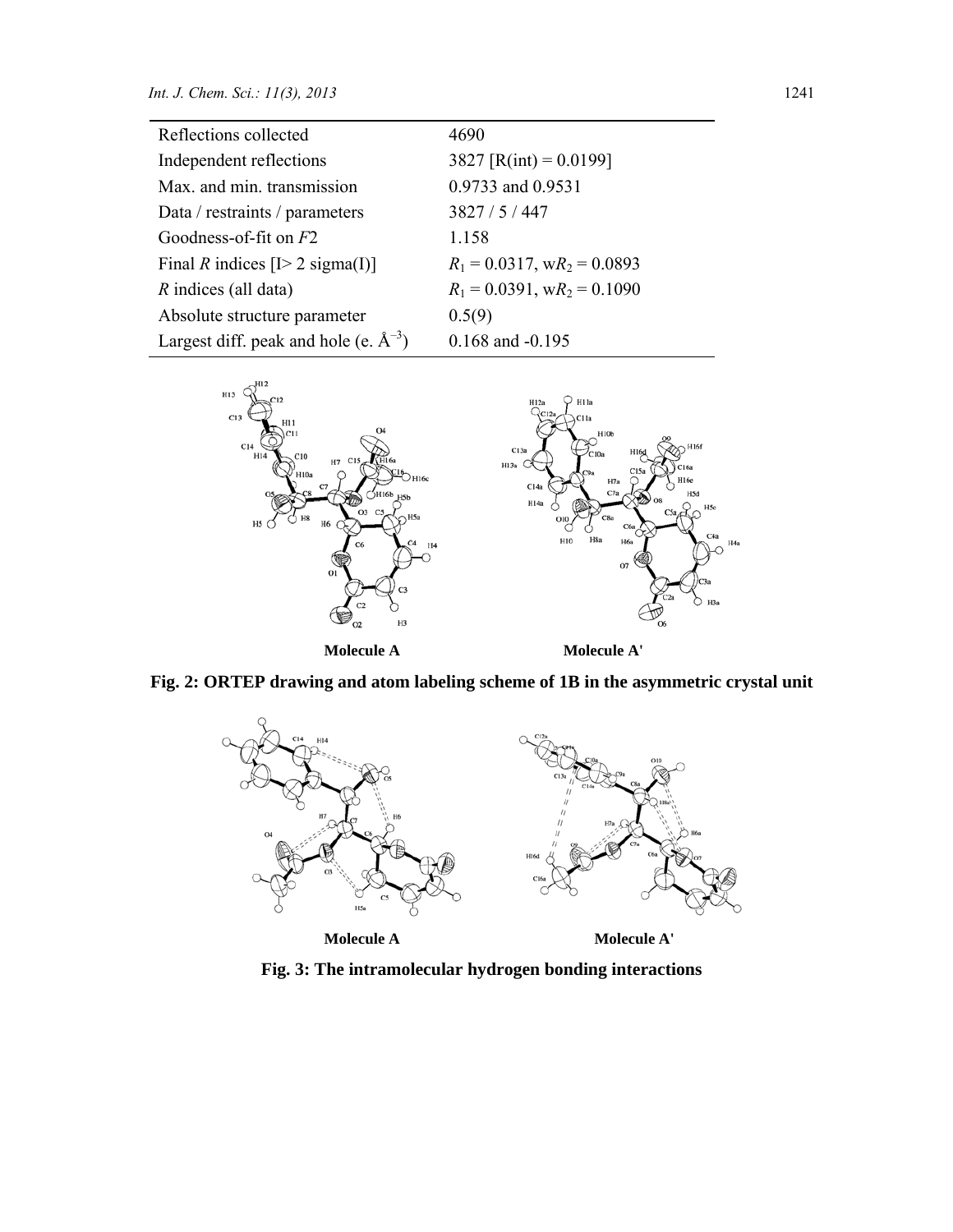| | |
|---|---|
| Reflections collected | 4690 |
| Independent reflections | 3827 [R(int) = 0.0199] |
| Max. and min. transmission | 0.9733 and 0.9531 |
| Data / restraints / parameters | 3827 / 5 / 447 |
| Goodness-of-fit on *F*2 | 1.158 |
| Final *R* indices [I> 2 sigma(I)] | $R_1$ = 0.0317, w$R_2$ = 0.0893 |
| *R* indices (all data) | $R_1$ = 0.0391, w$R_2$ = 0.1090 |
| Absolute structure parameter | 0.5(9) |
| Largest diff. peak and hole (e. $Å^{-3}$) | 0.168 and -0.195 |

**Molecule A** **Molecule A'**

**Fig. 2: ORTEP drawing and atom labeling scheme of 1B in the asymmetric crystal unit**

**Molecule A** **Molecule A'**

**Fig. 3: The intramolecular hydrogen bonding interactions**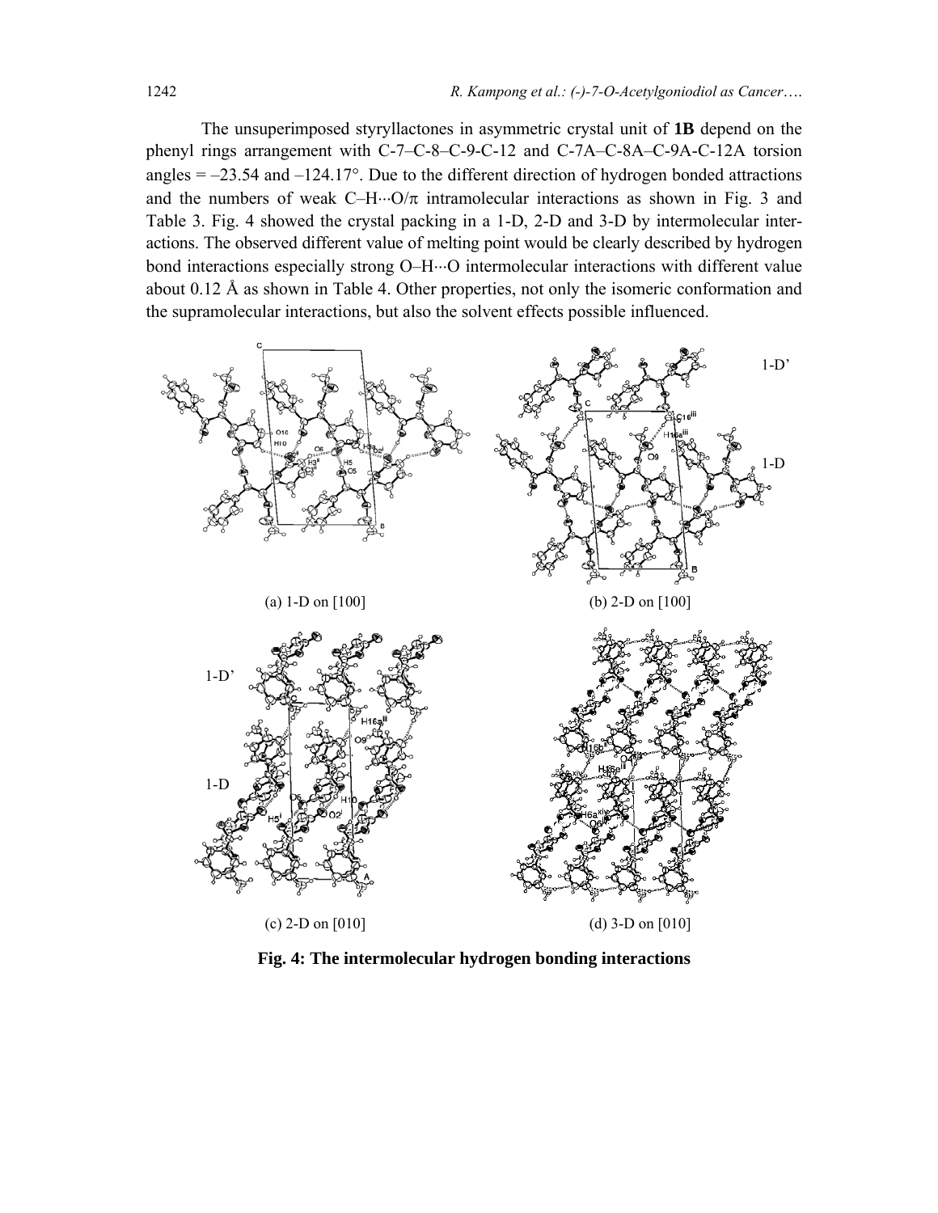The unsuperimposed styryllactones in asymmetric crystal unit of **1B** depend on the phenyl rings arrangement with C-7–C-8–C-9-C-12 and C-7A–C-8A–C-9A-C-12A torsion angles = –23.54 and –124.17°. Due to the different direction of hydrogen bonded attractions and the numbers of weak C–H···O/π intramolecular interactions as shown in Fig. 3 and Table 3. Fig. 4 showed the crystal packing in a 1-D, 2-D and 3-D by intermolecular interactions. The observed different value of melting point would be clearly described by hydrogen bond interactions especially strong O–H···O intermolecular interactions with different value about 0.12 Å as shown in Table 4. Other properties, not only the isomeric conformation and the supramolecular interactions, but also the solvent effects possible influenced.

(a) 1-D on [100]

(b) 2-D on [100]

(c) 2-D on [010]

(d) 3-D on [010]

**Fig. 4: The intermolecular hydrogen bonding interactions**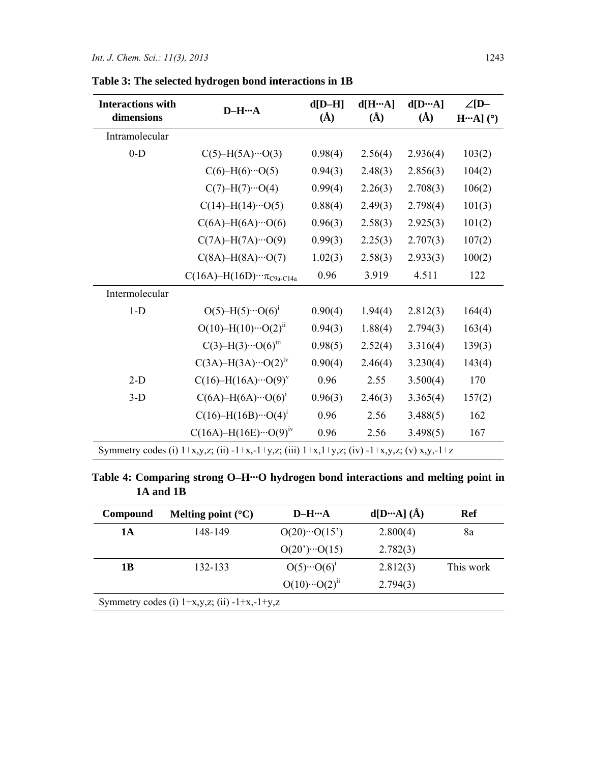**Table 3: The selected hydrogen bond interactions in 1B**

| Interactions with dimensions | D–H···A | d[D–H] (Å) | d[H···A] (Å) | d[D···A] (Å) | ∠[D–H···A] (°) |
|---|---|---|---|---|---|
| Intramolecular | | | | | |
| 0-D | C(5)–H(5A)···O(3) | 0.98(4) | 2.56(4) | 2.936(4) | 103(2) |
| | C(6)–H(6)···O(5) | 0.94(3) | 2.48(3) | 2.856(3) | 104(2) |
| | C(7)–H(7)···O(4) | 0.99(4) | 2.26(3) | 2.708(3) | 106(2) |
| | C(14)–H(14)···O(5) | 0.88(4) | 2.49(3) | 2.798(4) | 101(3) |
| | C(6A)–H(6A)···O(6) | 0.96(3) | 2.58(3) | 2.925(3) | 101(2) |
| | C(7A)–H(7A)···O(9) | 0.99(3) | 2.25(3) | 2.707(3) | 107(2) |
| | C(8A)–H(8A)···O(7) | 1.02(3) | 2.58(3) | 2.933(3) | 100(2) |
| | C(16A)–H(16D)···$\pi_{C9a\text{-}C14a}$ | 0.96 | 3.919 | 4.511 | 122 |
| Intermolecular | | | | | |
| 1-D | O(5)–H(5)···O(6)$^{i}$ | 0.90(4) | 1.94(4) | 2.812(3) | 164(4) |
| | O(10)–H(10)···O(2)$^{ii}$ | 0.94(3) | 1.88(4) | 2.794(3) | 163(4) |
| | C(3)–H(3)···O(6)$^{iii}$ | 0.98(5) | 2.52(4) | 3.316(4) | 139(3) |
| | C(3A)–H(3A)···O(2)$^{iv}$ | 0.90(4) | 2.46(4) | 3.230(4) | 143(4) |
| 2-D | C(16)–H(16A)···O(9)$^{v}$ | 0.96 | 2.55 | 3.500(4) | 170 |
| 3-D | C(6A)–H(6A)···O(6)$^{i}$ | 0.96(3) | 2.46(3) | 3.365(4) | 157(2) |
| | C(16)–H(16B)···O(4)$^{i}$ | 0.96 | 2.56 | 3.488(5) | 162 |
| | C(16A)–H(16E)···O(9)$^{iv}$ | 0.96 | 2.56 | 3.498(5) | 167 |

Symmetry codes (i) 1+x,y,z; (ii) -1+x,-1+y,z; (iii) 1+x,1+y,z; (iv) -1+x,y,z; (v) x,y,-1+z

**Table 4: Comparing strong O–H···O hydrogen bond interactions and melting point in 1A and 1B**

| Compound | Melting point (°C) | D–H···A | d[D···A] (Å) | Ref |
|---|---|---|---|---|
| **1A** | 148-149 | O(20)···O(15') | 2.800(4) | 8a |
| | | O(20')···O(15) | 2.782(3) | |
| **1B** | 132-133 | O(5)···O(6)$^{i}$ | 2.812(3) | This work |
| | | O(10)···O(2)$^{ii}$ | 2.794(3) | |

Symmetry codes (i) 1+x,y,z; (ii) -1+x,-1+y,z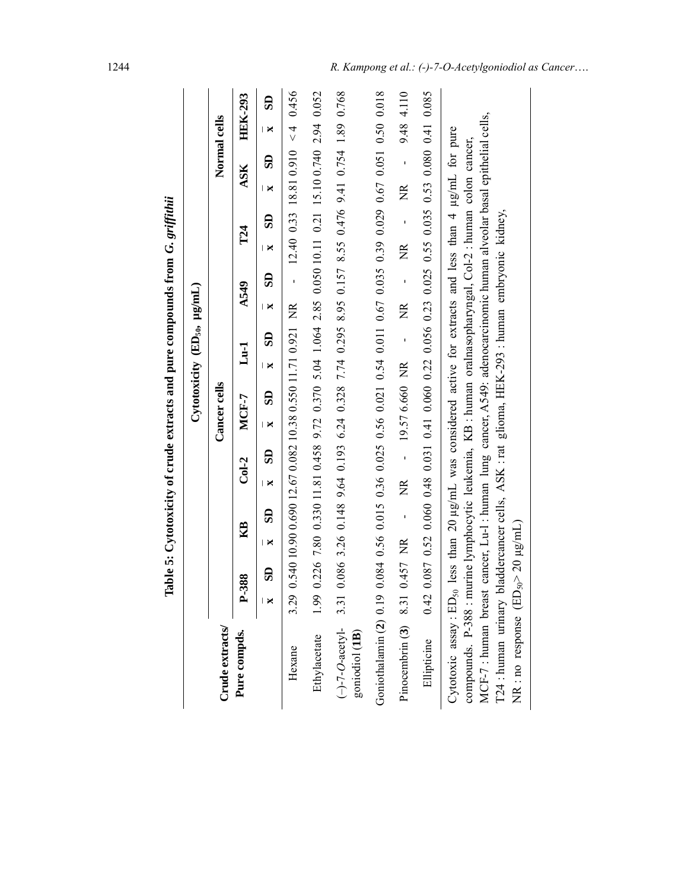**Table 5: Cytotoxicity of crude extracts and pure compounds from *G. griffithii***

| Crude extracts/ Pure compds. | Cytotoxicity ($ED_{50}$, µg/mL) | | | | | | | | | | | | | | | | | |
|---|---|---|---|---|---|---|---|---|---|---|---|---|---|---|---|---|---|---|
| | Cancer cells | | | | | | | | | | | | | | Normal cells | | | |
| | P-388 | | KB | | Col-2 | | MCF-7 | | Lu-1 | | A549 | | T24 | | ASK | | HEK-293 | |
| | $\bar{x}$ | SD | $\bar{x}$ | SD | $\bar{x}$ | SD | $\bar{x}$ | SD | $\bar{x}$ | SD | $\bar{x}$ | SD | $\bar{x}$ | SD | $\bar{x}$ | SD | $\bar{x}$ | SD |
| Hexane | 3.29 | 0.540 | 10.90 | 0.690 | 12.67 | 0.082 | 10.38 | 0.550 | 11.71 | 0.921 | NR | - | 12.40 | 0.33 | 18.81 | 0.910 | < 4 | 0.456 |
| Ethylacetate | 1.99 | 0.226 | 7.80 | 0.330 | 11.81 | 0.458 | 9.72 | 0.370 | 5.04 | 1.064 | 2.85 | 0.050 | 10.11 | 0.21 | 15.10 | 0.740 | 2.94 | 0.052 |
| (−)-7-*O*-acetyl-goniodiol (**1B**) | 3.31 | 0.086 | 3.26 | 0.148 | 9.64 | 0.193 | 6.24 | 0.328 | 7.74 | 0.295 | 8.95 | 0.157 | 8.55 | 0.476 | 9.41 | 0.754 | 1.89 | 0.768 |
| Goniothalamin (**2**) | 0.19 | 0.084 | 0.56 | 0.015 | 0.36 | 0.025 | 0.56 | 0.021 | 0.54 | 0.011 | 0.67 | 0.035 | 0.39 | 0.029 | 0.67 | 0.051 | 0.50 | 0.018 |
| Pinocembrin (**3**) | 8.31 | 0.457 | NR | - | NR | - | 19.57 | 6.660 | NR | - | NR | - | NR | - | NR | - | 9.48 | 4.110 |
| Ellipticine | 0.42 | 0.087 | 0.52 | 0.060 | 0.48 | 0.031 | 0.41 | 0.060 | 0.22 | 0.056 | 0.23 | 0.025 | 0.55 | 0.035 | 0.53 | 0.080 | 0.41 | 0.085 |

Cytotoxic assay : $ED_{50}$ less than 20 µg/mL was considered active for extracts and less than 4 µg/mL for pure compounds. P-388 : murine lymphocytic leukemia, KB : human oralnasopharyngal, Col-2 : human colon cancer, MCF-7 : human breast cancer, Lu-1 : human lung cancer, A549: adenocarcinomic human alveolar basal epithelial cells, T24 : human urinary bladdercancer cells, ASK : rat glioma, HEK-293 : human embryonic kidney,
NR : no response ($ED_{50}$> 20 µg/mL)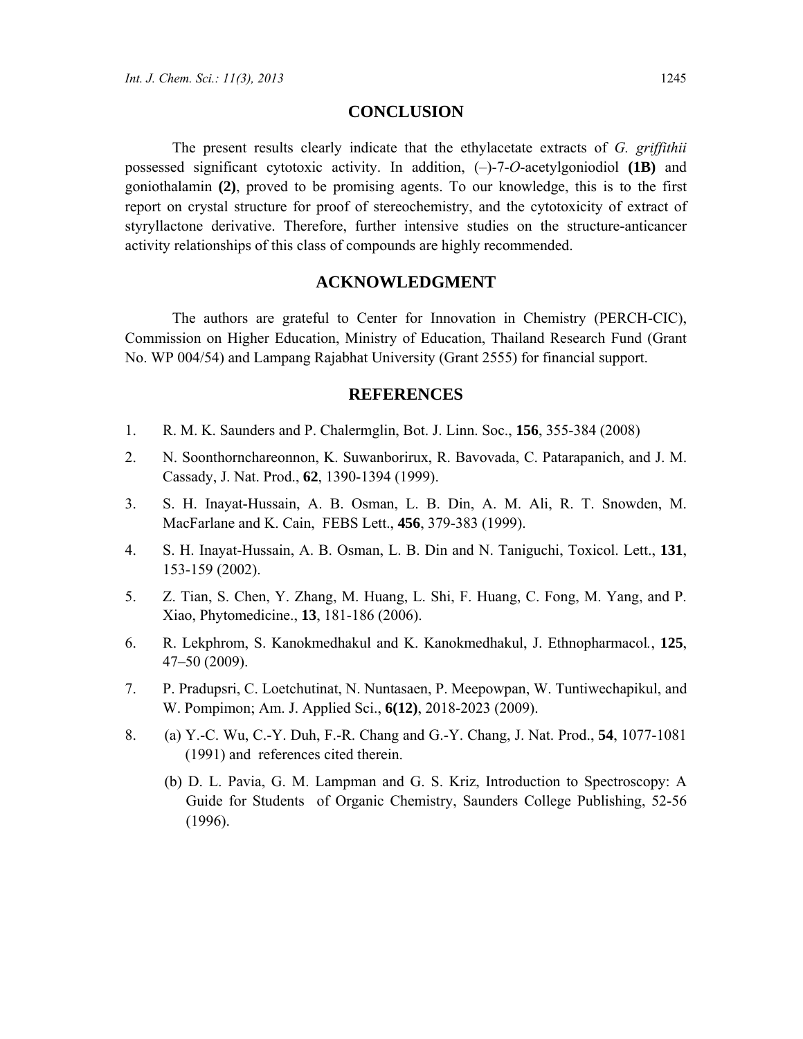## CONCLUSION

The present results clearly indicate that the ethylacetate extracts of *G. griffithii* possessed significant cytotoxic activity. In addition, (–)-7-*O*-acetylgoniodiol **(1B)** and goniothalamin **(2)**, proved to be promising agents. To our knowledge, this is to the first report on crystal structure for proof of stereochemistry, and the cytotoxicity of extract of styryllactone derivative. Therefore, further intensive studies on the structure-anticancer activity relationships of this class of compounds are highly recommended.

## ACKNOWLEDGMENT

The authors are grateful to Center for Innovation in Chemistry (PERCH-CIC), Commission on Higher Education, Ministry of Education, Thailand Research Fund (Grant No. WP 004/54) and Lampang Rajabhat University (Grant 2555) for financial support.

## REFERENCES

1. R. M. K. Saunders and P. Chalermglin, Bot. J. Linn. Soc., **156**, 355-384 (2008)
2. N. Soonthornchareonnon, K. Suwanborirux, R. Bavovada, C. Patarapanich, and J. M. Cassady, J. Nat. Prod., **62**, 1390-1394 (1999).
3. S. H. Inayat-Hussain, A. B. Osman, L. B. Din, A. M. Ali, R. T. Snowden, M. MacFarlane and K. Cain, FEBS Lett., **456**, 379-383 (1999).
4. S. H. Inayat-Hussain, A. B. Osman, L. B. Din and N. Taniguchi, Toxicol. Lett., **131**, 153-159 (2002).
5. Z. Tian, S. Chen, Y. Zhang, M. Huang, L. Shi, F. Huang, C. Fong, M. Yang, and P. Xiao, Phytomedicine., **13**, 181-186 (2006).
6. R. Lekphrom, S. Kanokmedhakul and K. Kanokmedhakul, J. Ethnopharmacol., **125**, 47–50 (2009).
7. P. Pradupsri, C. Loetchutinat, N. Nuntasaen, P. Meepowpan, W. Tuntiwechapikul, and W. Pompimon; Am. J. Applied Sci., **6(12)**, 2018-2023 (2009).
8. (a) Y.-C. Wu, C.-Y. Duh, F.-R. Chang and G.-Y. Chang, J. Nat. Prod., **54**, 1077-1081 (1991) and references cited therein.

   (b) D. L. Pavia, G. M. Lampman and G. S. Kriz, Introduction to Spectroscopy: A Guide for Students of Organic Chemistry, Saunders College Publishing, 52-56 (1996).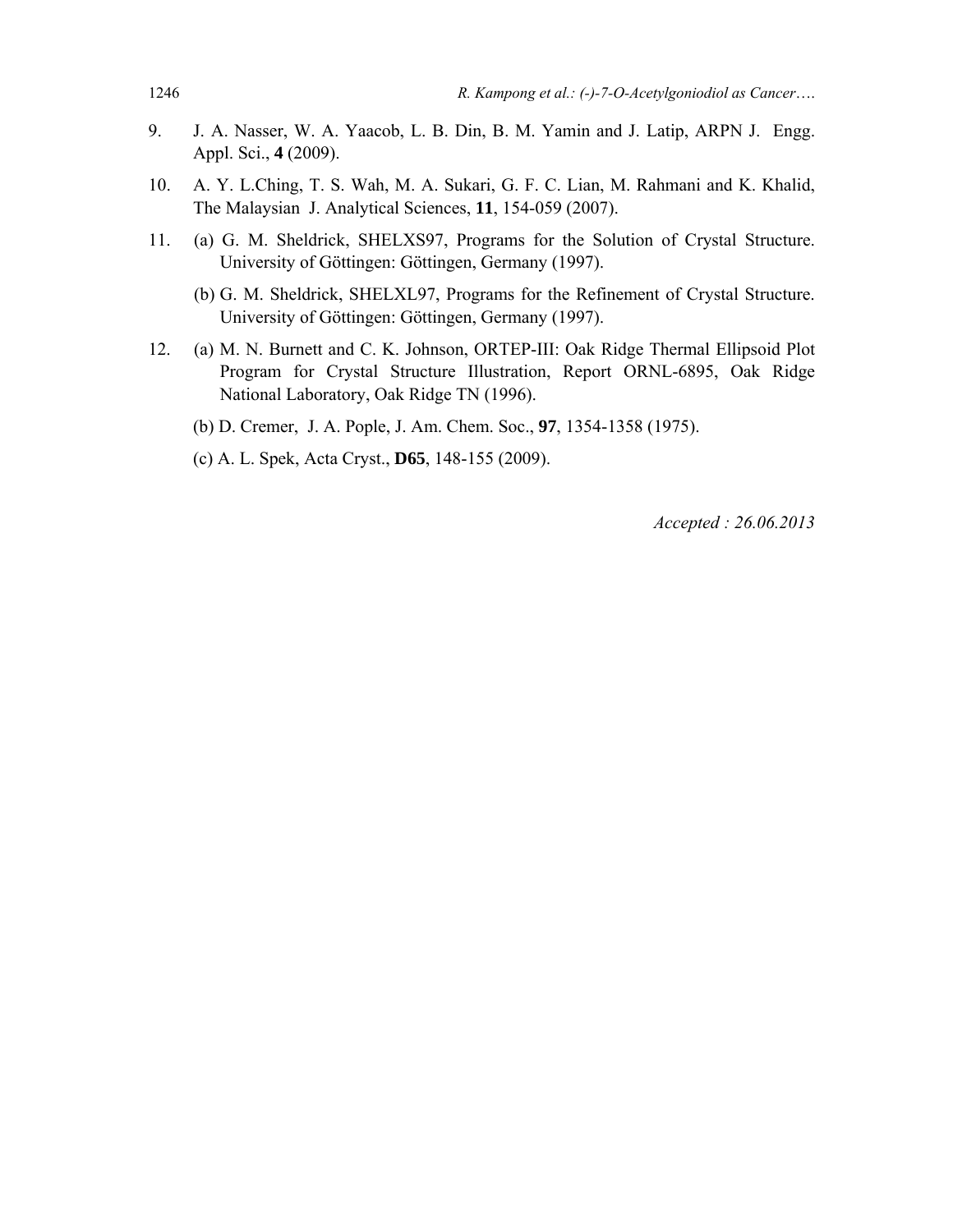9. J. A. Nasser, W. A. Yaacob, L. B. Din, B. M. Yamin and J. Latip, ARPN J. Engg. Appl. Sci., **4** (2009).

10. A. Y. L.Ching, T. S. Wah, M. A. Sukari, G. F. C. Lian, M. Rahmani and K. Khalid, The Malaysian J. Analytical Sciences, **11**, 154-059 (2007).

11. (a) G. M. Sheldrick, SHELXS97, Programs for the Solution of Crystal Structure. University of Göttingen: Göttingen, Germany (1997).

    (b) G. M. Sheldrick, SHELXL97, Programs for the Refinement of Crystal Structure. University of Göttingen: Göttingen, Germany (1997).

12. (a) M. N. Burnett and C. K. Johnson, ORTEP-III: Oak Ridge Thermal Ellipsoid Plot Program for Crystal Structure Illustration, Report ORNL-6895, Oak Ridge National Laboratory, Oak Ridge TN (1996).

    (b) D. Cremer, J. A. Pople, J. Am. Chem. Soc., **97**, 1354-1358 (1975).

    (c) A. L. Spek, Acta Cryst., **D65**, 148-155 (2009).

*Accepted : 26.06.2013*